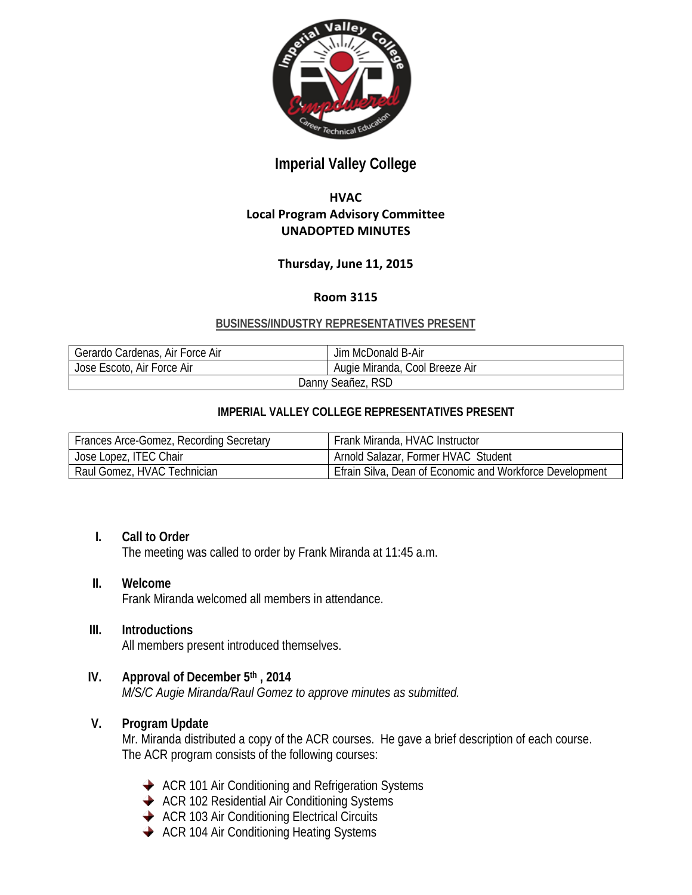# Imperial Valley College

## HVAC
## Local Program Advisory Committee
## UNADOPTED MINUTES

**Thursday, June 11, 2015**

**Room 3115**

**BUSINESS/INDUSTRY REPRESENTATIVES PRESENT**

| Gerardo Cardenas, Air Force Air | Jim McDonald B-Air |
|---|---|
| Jose Escoto, Air Force Air | Augie Miranda, Cool Breeze Air |
| Danny Seañez, RSD | |

**IMPERIAL VALLEY COLLEGE REPRESENTATIVES PRESENT**

| Frances Arce-Gomez, Recording Secretary | Frank Miranda, HVAC Instructor |
|---|---|
| Jose Lopez, ITEC Chair | Arnold Salazar, Former HVAC Student |
| Raul Gomez, HVAC Technician | Efrain Silva, Dean of Economic and Workforce Development |

**I. Call to Order**
The meeting was called to order by Frank Miranda at 11:45 a.m.

**II. Welcome**
Frank Miranda welcomed all members in attendance.

**III. Introductions**
All members present introduced themselves.

**IV. Approval of December 5th, 2014**
*M/S/C Augie Miranda/Raul Gomez to approve minutes as submitted.*

**V. Program Update**
Mr. Miranda distributed a copy of the ACR courses. He gave a brief description of each course. The ACR program consists of the following courses:

- ACR 101 Air Conditioning and Refrigeration Systems
- ACR 102 Residential Air Conditioning Systems
- ACR 103 Air Conditioning Electrical Circuits
- ACR 104 Air Conditioning Heating Systems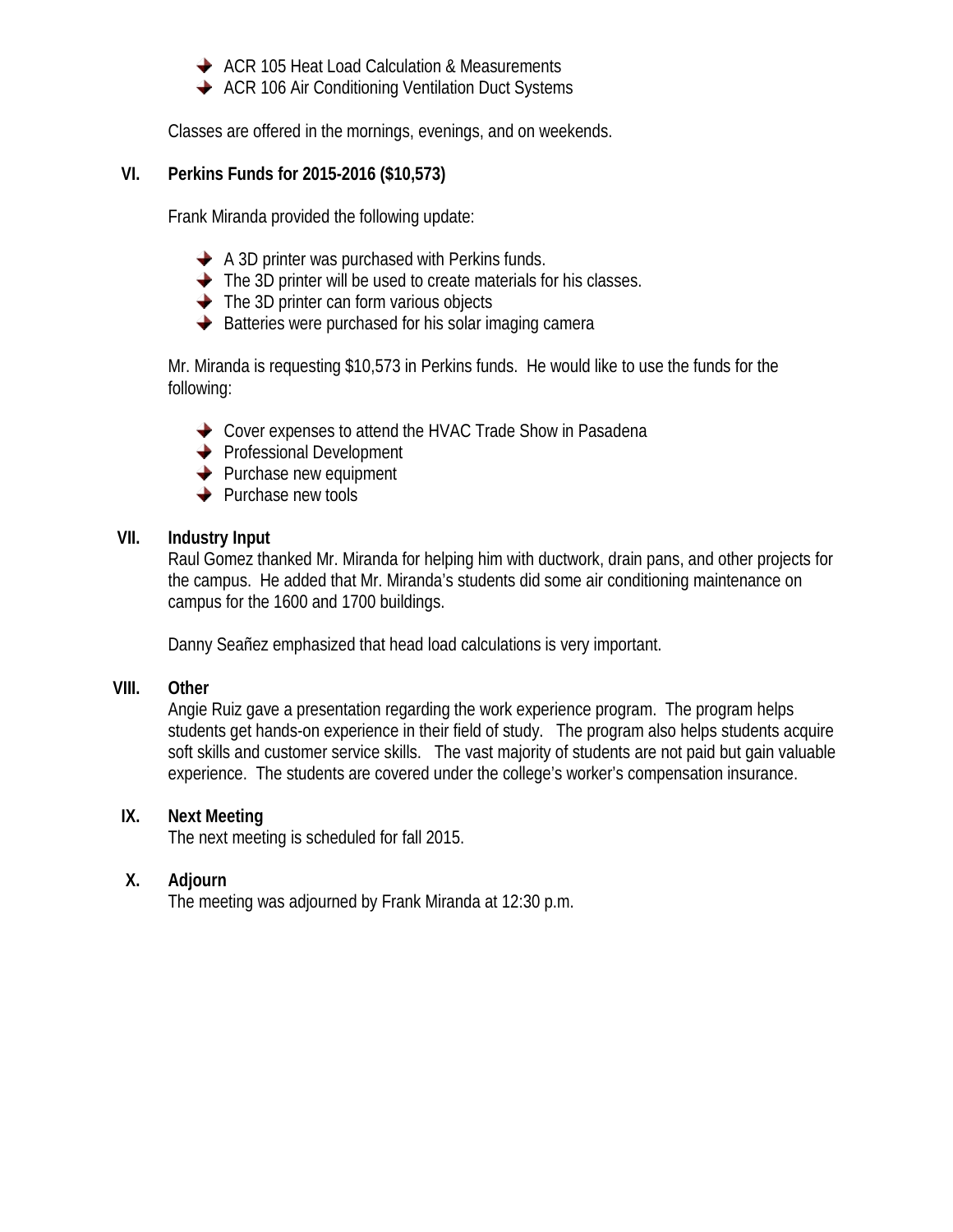- ACR 105 Heat Load Calculation & Measurements
- ACR 106 Air Conditioning Ventilation Duct Systems

Classes are offered in the mornings, evenings, and on weekends.

## VI. Perkins Funds for 2015-2016 ($10,573)

Frank Miranda provided the following update:

- A 3D printer was purchased with Perkins funds.
- The 3D printer will be used to create materials for his classes.
- The 3D printer can form various objects
- Batteries were purchased for his solar imaging camera

Mr. Miranda is requesting $10,573 in Perkins funds. He would like to use the funds for the following:

- Cover expenses to attend the HVAC Trade Show in Pasadena
- Professional Development
- Purchase new equipment
- Purchase new tools

## VII. Industry Input

Raul Gomez thanked Mr. Miranda for helping him with ductwork, drain pans, and other projects for the campus. He added that Mr. Miranda's students did some air conditioning maintenance on campus for the 1600 and 1700 buildings.

Danny Seañez emphasized that head load calculations is very important.

## VIII. Other

Angie Ruiz gave a presentation regarding the work experience program. The program helps students get hands-on experience in their field of study. The program also helps students acquire soft skills and customer service skills. The vast majority of students are not paid but gain valuable experience. The students are covered under the college's worker's compensation insurance.

## IX. Next Meeting

The next meeting is scheduled for fall 2015.

## X. Adjourn

The meeting was adjourned by Frank Miranda at 12:30 p.m.